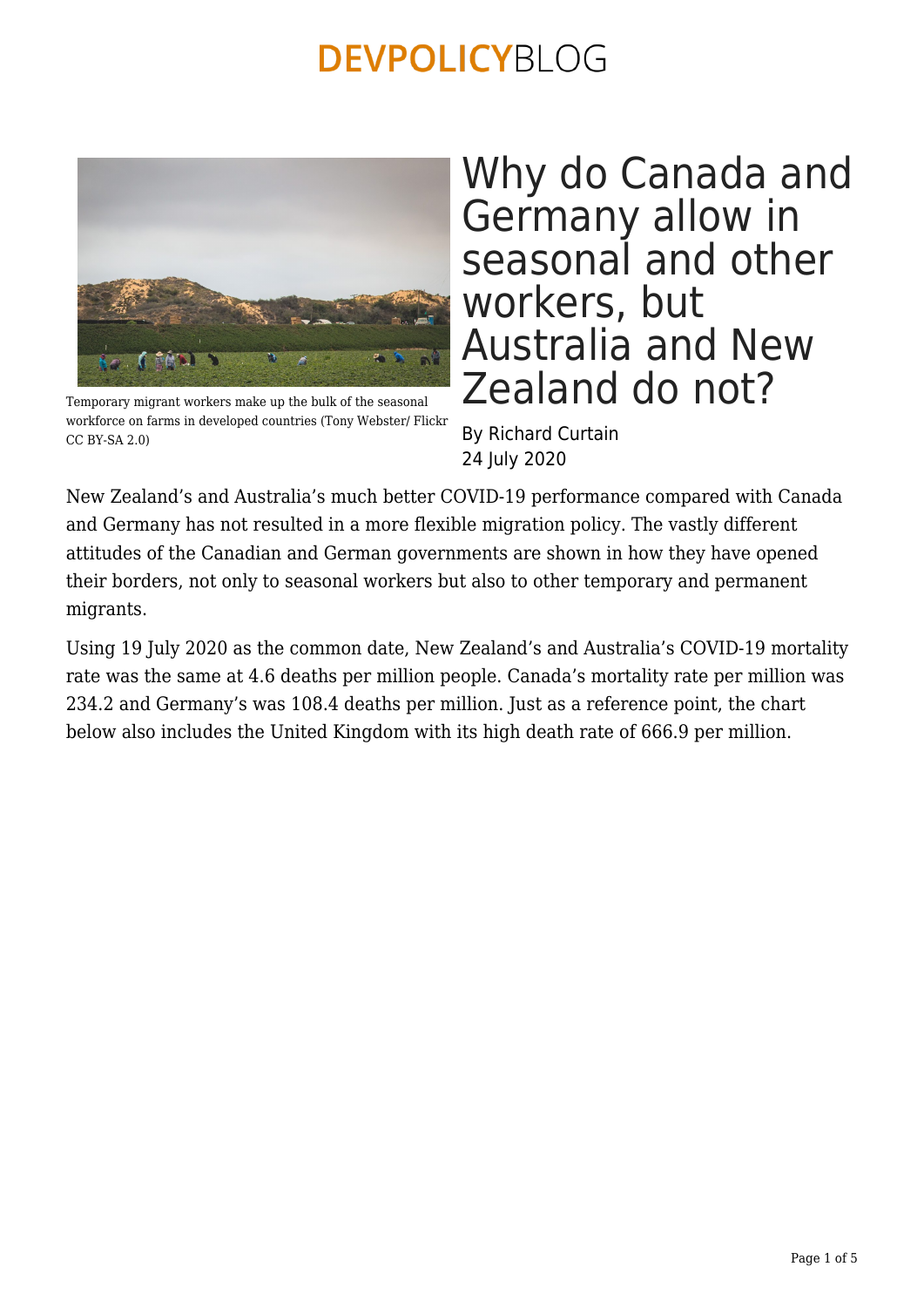# Why do Canada and Germany allow in seasonal and other workers, but Australia and New Zealand do not?

Temporary migrant workers make up the bulk of the seasonal workforce on farms in developed countries (Tony Webster/ Flickr CC BY-SA 2.0)

By Richard Curtain
24 July 2020

New Zealand's and Australia's much better COVID-19 performance compared with Canada and Germany has not resulted in a more flexible migration policy. The vastly different attitudes of the Canadian and German governments are shown in how they have opened their borders, not only to seasonal workers but also to other temporary and permanent migrants.

Using 19 July 2020 as the common date, New Zealand's and Australia's COVID-19 mortality rate was the same at 4.6 deaths per million people. Canada's mortality rate per million was 234.2 and Germany's was 108.4 deaths per million. Just as a reference point, the chart below also includes the United Kingdom with its high death rate of 666.9 per million.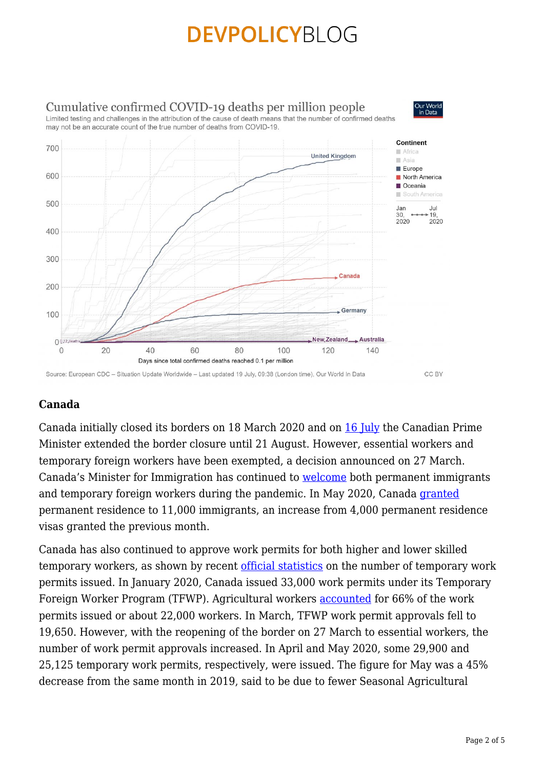Cumulative confirmed COVID-19 deaths per million people

Limited testing and challenges in the attribution of the cause of death means that the number of confirmed deaths may not be an accurate count of the true number of deaths from COVID-19.

Source: European CDC – Situation Update Worldwide – Last updated 19 July, 09:38 (London time), Our World In Data

CC BY

### Canada

Canada initially closed its borders on 18 March 2020 and on 16 July the Canadian Prime Minister extended the border closure until 21 August. However, essential workers and temporary foreign workers have been exempted, a decision announced on 27 March. Canada's Minister for Immigration has continued to welcome both permanent immigrants and temporary foreign workers during the pandemic. In May 2020, Canada granted permanent residence to 11,000 immigrants, an increase from 4,000 permanent residence visas granted the previous month.

Canada has also continued to approve work permits for both higher and lower skilled temporary workers, as shown by recent official statistics on the number of temporary work permits issued. In January 2020, Canada issued 33,000 work permits under its Temporary Foreign Worker Program (TFWP). Agricultural workers accounted for 66% of the work permits issued or about 22,000 workers. In March, TFWP work permit approvals fell to 19,650. However, with the reopening of the border on 27 March to essential workers, the number of work permit approvals increased. In April and May 2020, some 29,900 and 25,125 temporary work permits, respectively, were issued. The figure for May was a 45% decrease from the same month in 2019, said to be due to fewer Seasonal Agricultural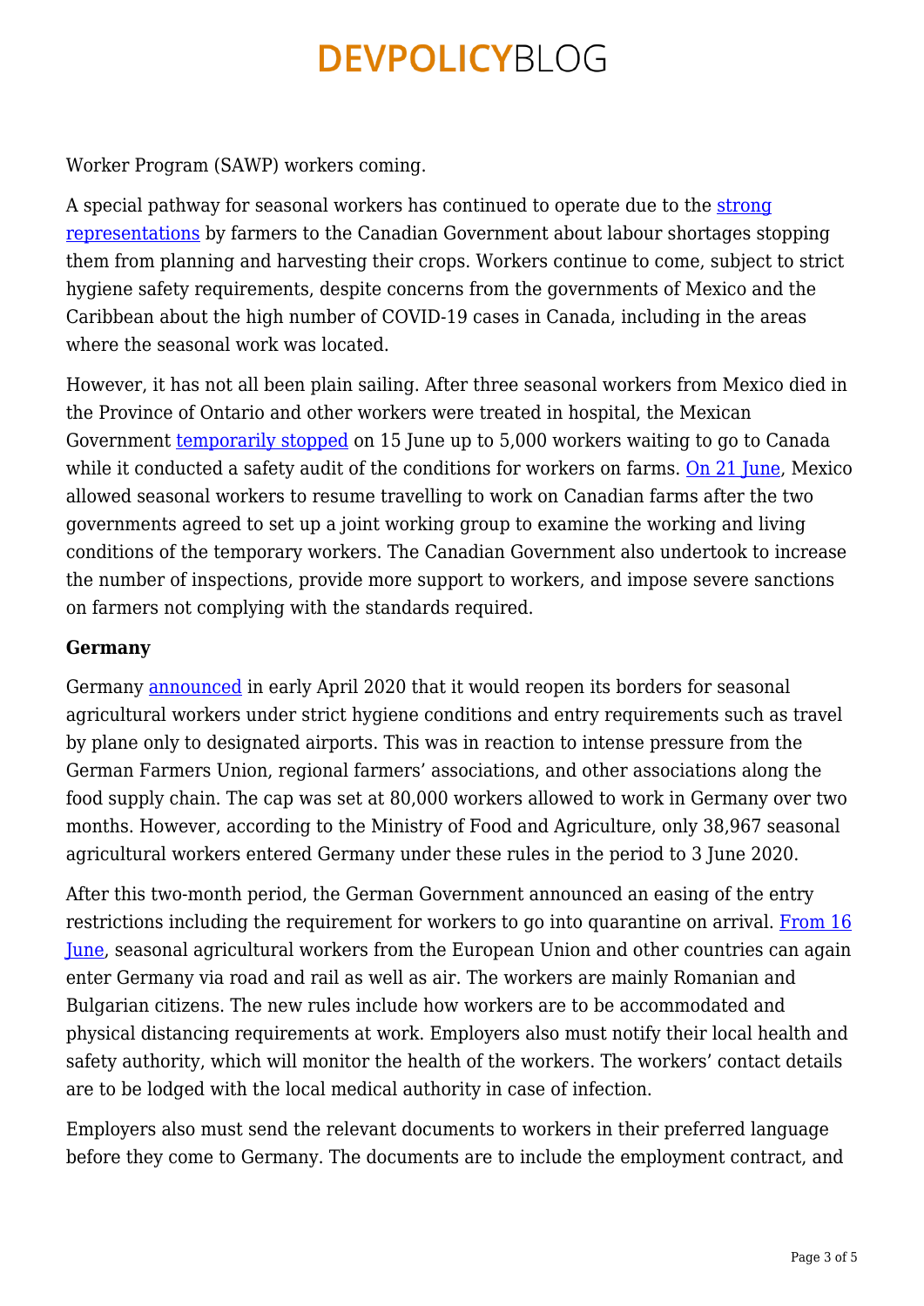Worker Program (SAWP) workers coming.

A special pathway for seasonal workers has continued to operate due to the strong representations by farmers to the Canadian Government about labour shortages stopping them from planning and harvesting their crops. Workers continue to come, subject to strict hygiene safety requirements, despite concerns from the governments of Mexico and the Caribbean about the high number of COVID-19 cases in Canada, including in the areas where the seasonal work was located.

However, it has not all been plain sailing. After three seasonal workers from Mexico died in the Province of Ontario and other workers were treated in hospital, the Mexican Government temporarily stopped on 15 June up to 5,000 workers waiting to go to Canada while it conducted a safety audit of the conditions for workers on farms. On 21 June, Mexico allowed seasonal workers to resume travelling to work on Canadian farms after the two governments agreed to set up a joint working group to examine the working and living conditions of the temporary workers. The Canadian Government also undertook to increase the number of inspections, provide more support to workers, and impose severe sanctions on farmers not complying with the standards required.

**Germany**

Germany announced in early April 2020 that it would reopen its borders for seasonal agricultural workers under strict hygiene conditions and entry requirements such as travel by plane only to designated airports. This was in reaction to intense pressure from the German Farmers Union, regional farmers' associations, and other associations along the food supply chain. The cap was set at 80,000 workers allowed to work in Germany over two months. However, according to the Ministry of Food and Agriculture, only 38,967 seasonal agricultural workers entered Germany under these rules in the period to 3 June 2020.

After this two-month period, the German Government announced an easing of the entry restrictions including the requirement for workers to go into quarantine on arrival. From 16 June, seasonal agricultural workers from the European Union and other countries can again enter Germany via road and rail as well as air. The workers are mainly Romanian and Bulgarian citizens. The new rules include how workers are to be accommodated and physical distancing requirements at work. Employers also must notify their local health and safety authority, which will monitor the health of the workers. The workers' contact details are to be lodged with the local medical authority in case of infection.

Employers also must send the relevant documents to workers in their preferred language before they come to Germany. The documents are to include the employment contract, and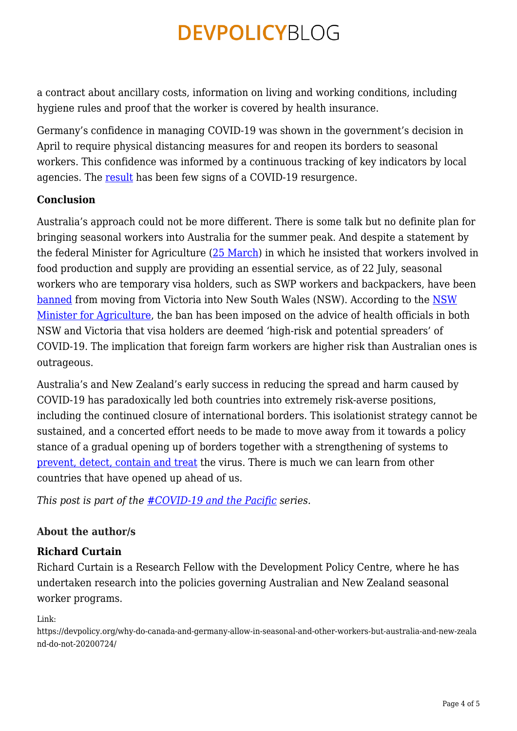a contract about ancillary costs, information on living and working conditions, including hygiene rules and proof that the worker is covered by health insurance.

Germany's confidence in managing COVID-19 was shown in the government's decision in April to require physical distancing measures for and reopen its borders to seasonal workers. This confidence was informed by a continuous tracking of key indicators by local agencies. The result has been few signs of a COVID-19 resurgence.

**Conclusion**

Australia's approach could not be more different. There is some talk but no definite plan for bringing seasonal workers into Australia for the summer peak. And despite a statement by the federal Minister for Agriculture (25 March) in which he insisted that workers involved in food production and supply are providing an essential service, as of 22 July, seasonal workers who are temporary visa holders, such as SWP workers and backpackers, have been banned from moving from Victoria into New South Wales (NSW). According to the NSW Minister for Agriculture, the ban has been imposed on the advice of health officials in both NSW and Victoria that visa holders are deemed 'high-risk and potential spreaders' of COVID-19. The implication that foreign farm workers are higher risk than Australian ones is outrageous.

Australia's and New Zealand's early success in reducing the spread and harm caused by COVID-19 has paradoxically led both countries into extremely risk-averse positions, including the continued closure of international borders. This isolationist strategy cannot be sustained, and a concerted effort needs to be made to move away from it towards a policy stance of a gradual opening up of borders together with a strengthening of systems to prevent, detect, contain and treat the virus. There is much we can learn from other countries that have opened up ahead of us.

*This post is part of the #COVID-19 and the Pacific series.*

**About the author/s**

**Richard Curtain**
Richard Curtain is a Research Fellow with the Development Policy Centre, where he has undertaken research into the policies governing Australian and New Zealand seasonal worker programs.

Link:
https://devpolicy.org/why-do-canada-and-germany-allow-in-seasonal-and-other-workers-but-australia-and-new-zealand-do-not-20200724/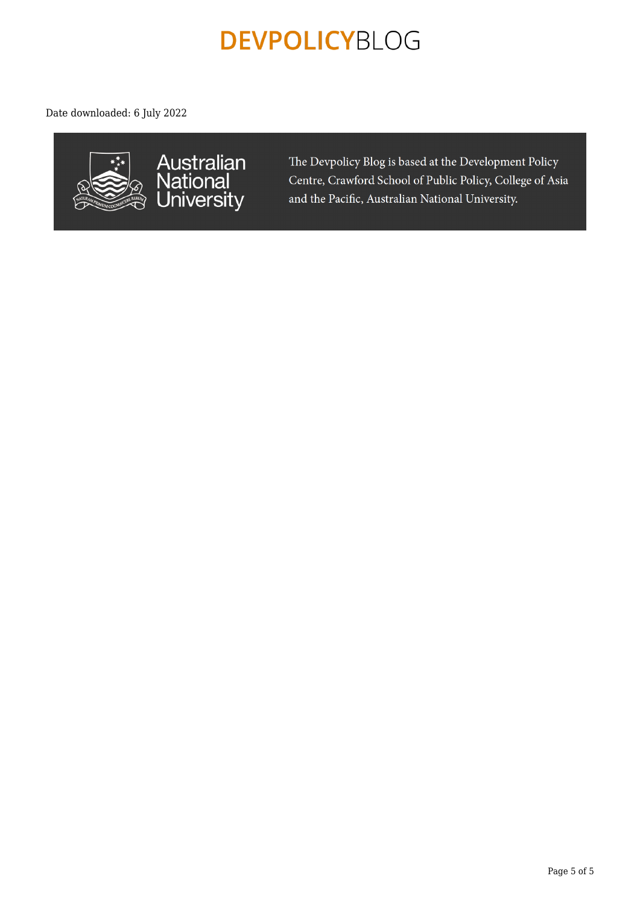Date downloaded: 6 July 2022

The Devpolicy Blog is based at the Development Policy Centre, Crawford School of Public Policy, College of Asia and the Pacific, Australian National University.